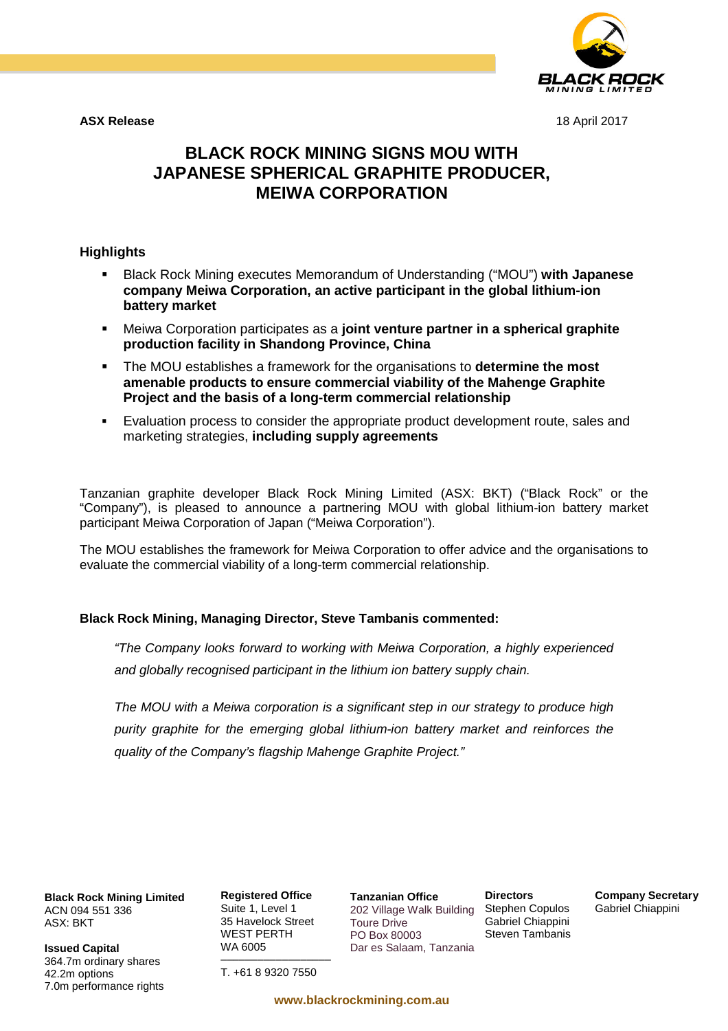**ASX Release**

18 April 2017

# BLACK ROCK MINING SIGNS MOU WITH JAPANESE SPHERICAL GRAPHITE PRODUCER, MEIWA CORPORATION

## Highlights

- Black Rock Mining executes Memorandum of Understanding ("MOU") **with Japanese company Meiwa Corporation, an active participant in the global lithium-ion battery market**
- Meiwa Corporation participates as a **joint venture partner in a spherical graphite production facility in Shandong Province, China**
- The MOU establishes a framework for the organisations to **determine the most amenable products to ensure commercial viability of the Mahenge Graphite Project and the basis of a long-term commercial relationship**
- Evaluation process to consider the appropriate product development route, sales and marketing strategies, **including supply agreements**

Tanzanian graphite developer Black Rock Mining Limited (ASX: BKT) ("Black Rock" or the "Company"), is pleased to announce a partnering MOU with global lithium-ion battery market participant Meiwa Corporation of Japan ("Meiwa Corporation").

The MOU establishes the framework for Meiwa Corporation to offer advice and the organisations to evaluate the commercial viability of a long-term commercial relationship.

**Black Rock Mining, Managing Director, Steve Tambanis commented:**

*"The Company looks forward to working with Meiwa Corporation, a highly experienced and globally recognised participant in the lithium ion battery supply chain.*

*The MOU with a Meiwa corporation is a significant step in our strategy to produce high purity graphite for the emerging global lithium-ion battery market and reinforces the quality of the Company's flagship Mahenge Graphite Project."*

**Black Rock Mining Limited**
ACN 094 551 336
ASX: BKT

**Issued Capital**
364.7m ordinary shares
42.2m options
7.0m performance rights

**Registered Office**
Suite 1, Level 1
35 Havelock Street
WEST PERTH
WA 6005

T. +61 8 9320 7550

**Tanzanian Office**
202 Village Walk Building
Toure Drive
PO Box 80003
Dar es Salaam, Tanzania

**Directors**
Stephen Copulos
Gabriel Chiappini
Steven Tambanis

**Company Secretary**
Gabriel Chiappini

www.blackrockmining.com.au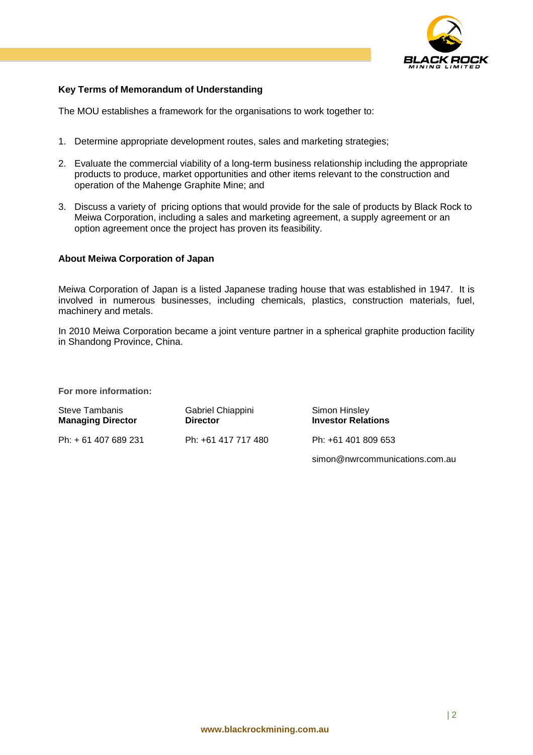**Key Terms of Memorandum of Understanding**

The MOU establishes a framework for the organisations to work together to:

1. Determine appropriate development routes, sales and marketing strategies;
2. Evaluate the commercial viability of a long-term business relationship including the appropriate products to produce, market opportunities and other items relevant to the construction and operation of the Mahenge Graphite Mine; and
3. Discuss a variety of pricing options that would provide for the sale of products by Black Rock to Meiwa Corporation, including a sales and marketing agreement, a supply agreement or an option agreement once the project has proven its feasibility.

**About Meiwa Corporation of Japan**

Meiwa Corporation of Japan is a listed Japanese trading house that was established in 1947. It is involved in numerous businesses, including chemicals, plastics, construction materials, fuel, machinery and metals.

In 2010 Meiwa Corporation became a joint venture partner in a spherical graphite production facility in Shandong Province, China.

**For more information:**

| Steve Tambanis **Managing Director** | Gabriel Chiappini **Director** | Simon Hinsley **Investor Relations** |
|---|---|---|
| Ph: + 61 407 689 231 | Ph: +61 417 717 480 | Ph: +61 401 809 653 |
| | | simon@nwrcommunications.com.au |

www.blackrockmining.com.au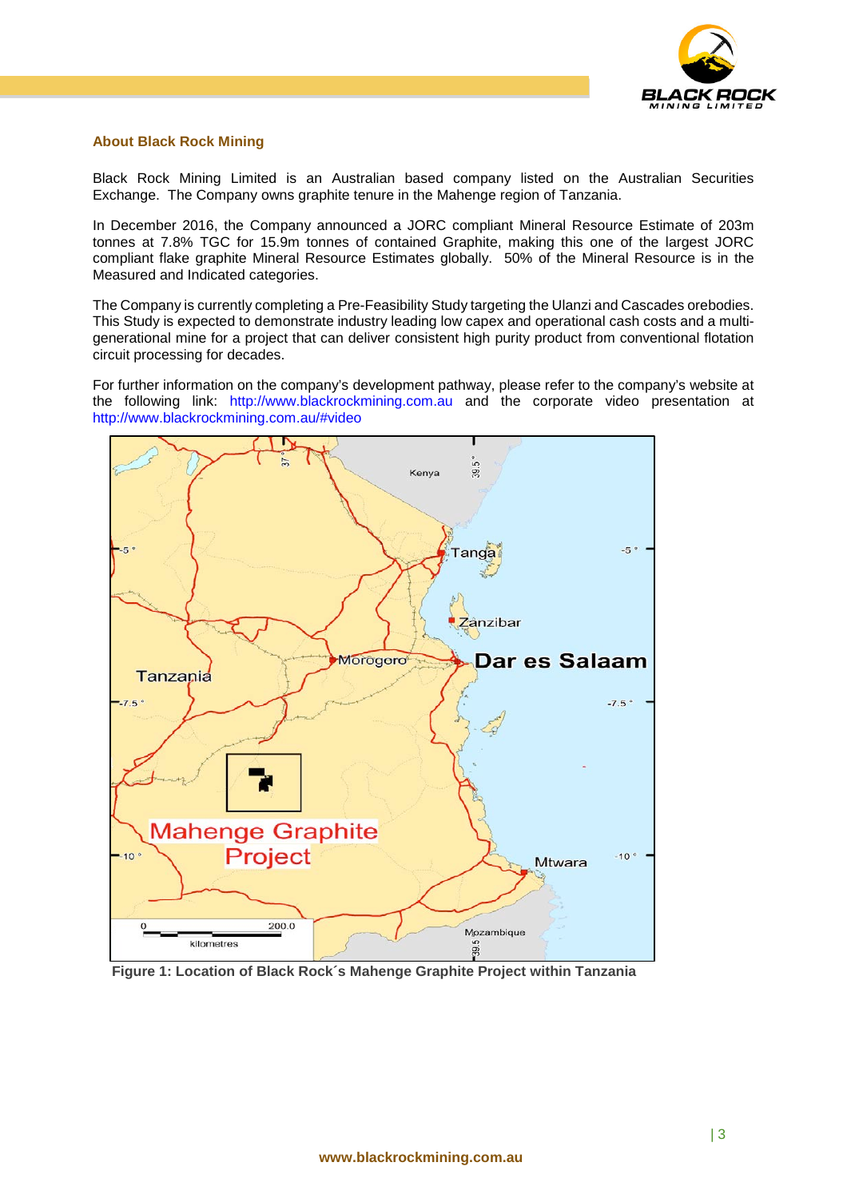## About Black Rock Mining

Black Rock Mining Limited is an Australian based company listed on the Australian Securities Exchange. The Company owns graphite tenure in the Mahenge region of Tanzania.

In December 2016, the Company announced a JORC compliant Mineral Resource Estimate of 203m tonnes at 7.8% TGC for 15.9m tonnes of contained Graphite, making this one of the largest JORC compliant flake graphite Mineral Resource Estimates globally. 50% of the Mineral Resource is in the Measured and Indicated categories.

The Company is currently completing a Pre-Feasibility Study targeting the Ulanzi and Cascades orebodies. This Study is expected to demonstrate industry leading low capex and operational cash costs and a multi-generational mine for a project that can deliver consistent high purity product from conventional flotation circuit processing for decades.

For further information on the company's development pathway, please refer to the company's website at the following link: http://www.blackrockmining.com.au and the corporate video presentation at http://www.blackrockmining.com.au/#video

Kenya
Tanga
Zanzibar
Morogoro
Dar es Salaam
Tanzania
Mahenge Graphite Project
Mtwara
Mozambique
37 °
39.5 °
-5 °
-7.5 °
-10 °
0
200.0
kilometres

**Figure 1: Location of Black Rock´s Mahenge Graphite Project within Tanzania**